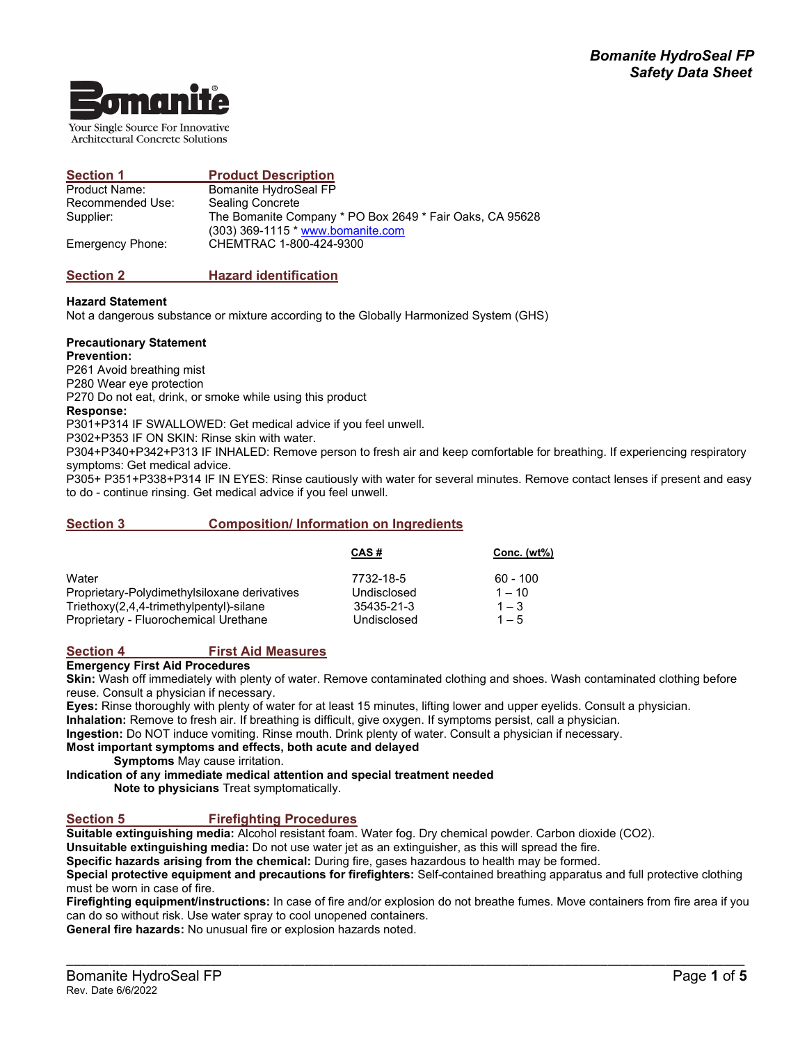Your Single Source For Innovative Architectural Concrete Solutions

## Section 1 Product Description

| | |
|---|---|
| Product Name: | Bomanite HydroSeal FP |
| Recommended Use: | Sealing Concrete |
| Supplier: | The Bomanite Company * PO Box 2649 * Fair Oaks, CA 95628 (303) 369-1115 * www.bomanite.com |
| Emergency Phone: | CHEMTRAC 1-800-424-9300 |

## Section 2 Hazard identification

**Hazard Statement**

Not a dangerous substance or mixture according to the Globally Harmonized System (GHS)

**Precautionary Statement**

**Prevention:**

P261 Avoid breathing mist

P280 Wear eye protection

P270 Do not eat, drink, or smoke while using this product

**Response:**

P301+P314 IF SWALLOWED: Get medical advice if you feel unwell.

P302+P353 IF ON SKIN: Rinse skin with water.

P304+P340+P342+P313 IF INHALED: Remove person to fresh air and keep comfortable for breathing. If experiencing respiratory symptoms: Get medical advice.

P305+ P351+P338+P314 IF IN EYES: Rinse cautiously with water for several minutes. Remove contact lenses if present and easy to do - continue rinsing. Get medical advice if you feel unwell.

## Section 3 Composition/ Information on Ingredients

| | CAS # | Conc. (wt%) |
|---|---|---|
| Water | 7732-18-5 | 60 - 100 |
| Proprietary-Polydimethylsiloxane derivatives | Undisclosed | 1 – 10 |
| Triethoxy(2,4,4-trimethylpentyl)-silane | 35435-21-3 | 1 – 3 |
| Proprietary - Fluorochemical Urethane | Undisclosed | 1 – 5 |

## Section 4 First Aid Measures

**Emergency First Aid Procedures**

**Skin:** Wash off immediately with plenty of water. Remove contaminated clothing and shoes. Wash contaminated clothing before reuse. Consult a physician if necessary.

**Eyes:** Rinse thoroughly with plenty of water for at least 15 minutes, lifting lower and upper eyelids. Consult a physician.

**Inhalation:** Remove to fresh air. If breathing is difficult, give oxygen. If symptoms persist, call a physician.

**Ingestion:** Do NOT induce vomiting. Rinse mouth. Drink plenty of water. Consult a physician if necessary.

**Most important symptoms and effects, both acute and delayed**

**Symptoms** May cause irritation.

**Indication of any immediate medical attention and special treatment needed**

**Note to physicians** Treat symptomatically.

## Section 5 Firefighting Procedures

**Suitable extinguishing media:** Alcohol resistant foam. Water fog. Dry chemical powder. Carbon dioxide ($CO_2$).

**Unsuitable extinguishing media:** Do not use water jet as an extinguisher, as this will spread the fire.

**Specific hazards arising from the chemical:** During fire, gases hazardous to health may be formed.

**Special protective equipment and precautions for firefighters:** Self-contained breathing apparatus and full protective clothing must be worn in case of fire.

**Firefighting equipment/instructions:** In case of fire and/or explosion do not breathe fumes. Move containers from fire area if you can do so without risk. Use water spray to cool unopened containers.

**General fire hazards:** No unusual fire or explosion hazards noted.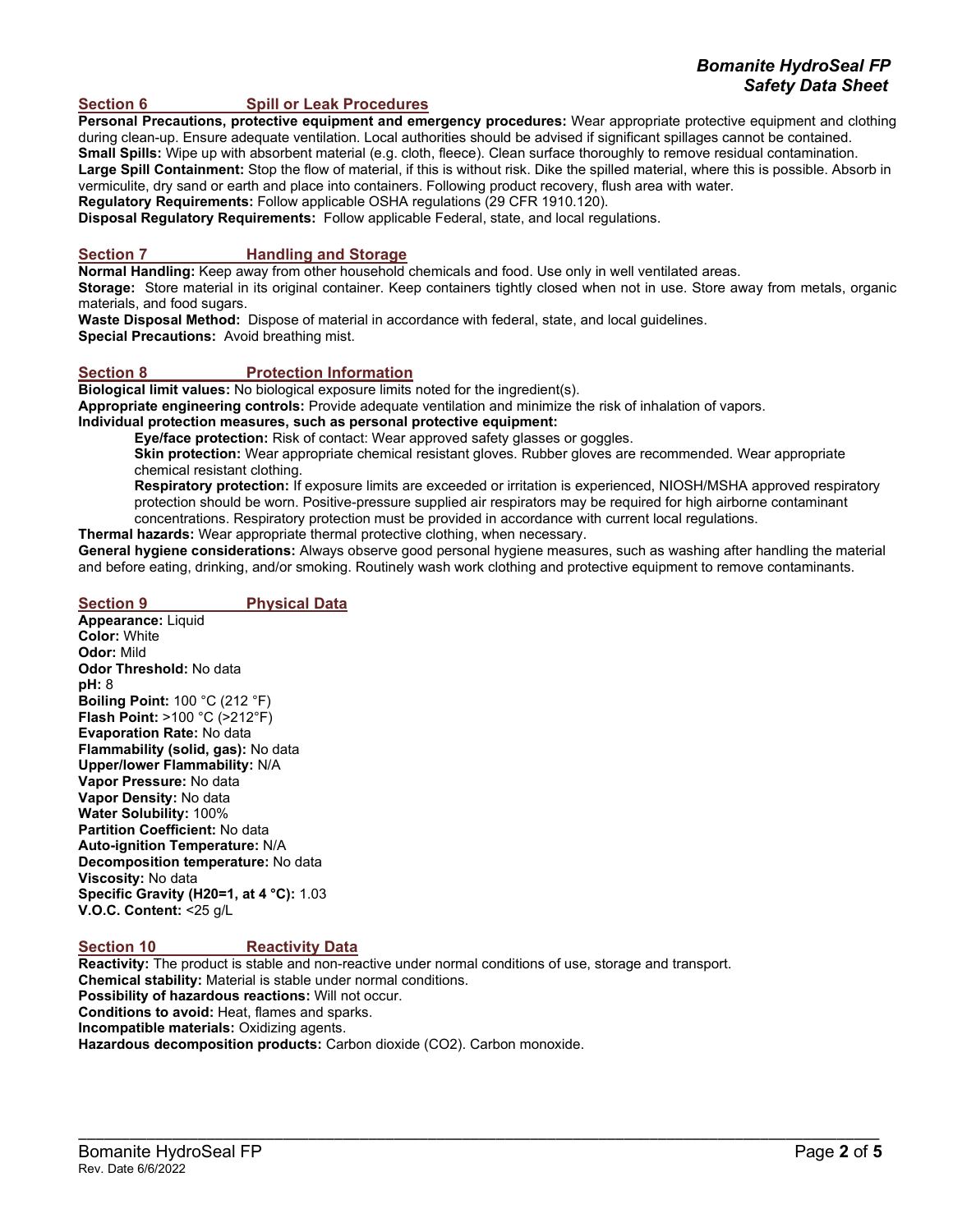## Section 6 Spill or Leak Procedures

**Personal Precautions, protective equipment and emergency procedures:** Wear appropriate protective equipment and clothing during clean-up. Ensure adequate ventilation. Local authorities should be advised if significant spillages cannot be contained.
**Small Spills:** Wipe up with absorbent material (e.g. cloth, fleece). Clean surface thoroughly to remove residual contamination.
**Large Spill Containment:** Stop the flow of material, if this is without risk. Dike the spilled material, where this is possible. Absorb in vermiculite, dry sand or earth and place into containers. Following product recovery, flush area with water.
**Regulatory Requirements:** Follow applicable OSHA regulations (29 CFR 1910.120).
**Disposal Regulatory Requirements:** Follow applicable Federal, state, and local regulations.

## Section 7 Handling and Storage

**Normal Handling:** Keep away from other household chemicals and food. Use only in well ventilated areas.
**Storage:** Store material in its original container. Keep containers tightly closed when not in use. Store away from metals, organic materials, and food sugars.
**Waste Disposal Method:** Dispose of material in accordance with federal, state, and local guidelines.
**Special Precautions:** Avoid breathing mist.

## Section 8 Protection Information

**Biological limit values:** No biological exposure limits noted for the ingredient(s).
**Appropriate engineering controls:** Provide adequate ventilation and minimize the risk of inhalation of vapors.
**Individual protection measures, such as personal protective equipment:**

- **Eye/face protection:** Risk of contact: Wear approved safety glasses or goggles.
- **Skin protection:** Wear appropriate chemical resistant gloves. Rubber gloves are recommended. Wear appropriate chemical resistant clothing.
- **Respiratory protection:** If exposure limits are exceeded or irritation is experienced, NIOSH/MSHA approved respiratory protection should be worn. Positive-pressure supplied air respirators may be required for high airborne contaminant concentrations. Respiratory protection must be provided in accordance with current local regulations.

**Thermal hazards:** Wear appropriate thermal protective clothing, when necessary.
**General hygiene considerations:** Always observe good personal hygiene measures, such as washing after handling the material and before eating, drinking, and/or smoking. Routinely wash work clothing and protective equipment to remove contaminants.

## Section 9 Physical Data

**Appearance:** Liquid
**Color:** White
**Odor:** Mild
**Odor Threshold:** No data
**pH:** 8
**Boiling Point:** 100 °C (212 °F)
**Flash Point:** >100 °C (>212°F)
**Evaporation Rate:** No data
**Flammability (solid, gas):** No data
**Upper/lower Flammability:** N/A
**Vapor Pressure:** No data
**Vapor Density:** No data
**Water Solubility:** 100%
**Partition Coefficient:** No data
**Auto-ignition Temperature:** N/A
**Decomposition temperature:** No data
**Viscosity:** No data
**Specific Gravity (H20=1, at 4 °C):** 1.03
**V.O.C. Content:** <25 g/L

## Section 10 Reactivity Data

**Reactivity:** The product is stable and non-reactive under normal conditions of use, storage and transport.
**Chemical stability:** Material is stable under normal conditions.
**Possibility of hazardous reactions:** Will not occur.
**Conditions to avoid:** Heat, flames and sparks.
**Incompatible materials:** Oxidizing agents.
**Hazardous decomposition products:** Carbon dioxide ($CO_2$). Carbon monoxide.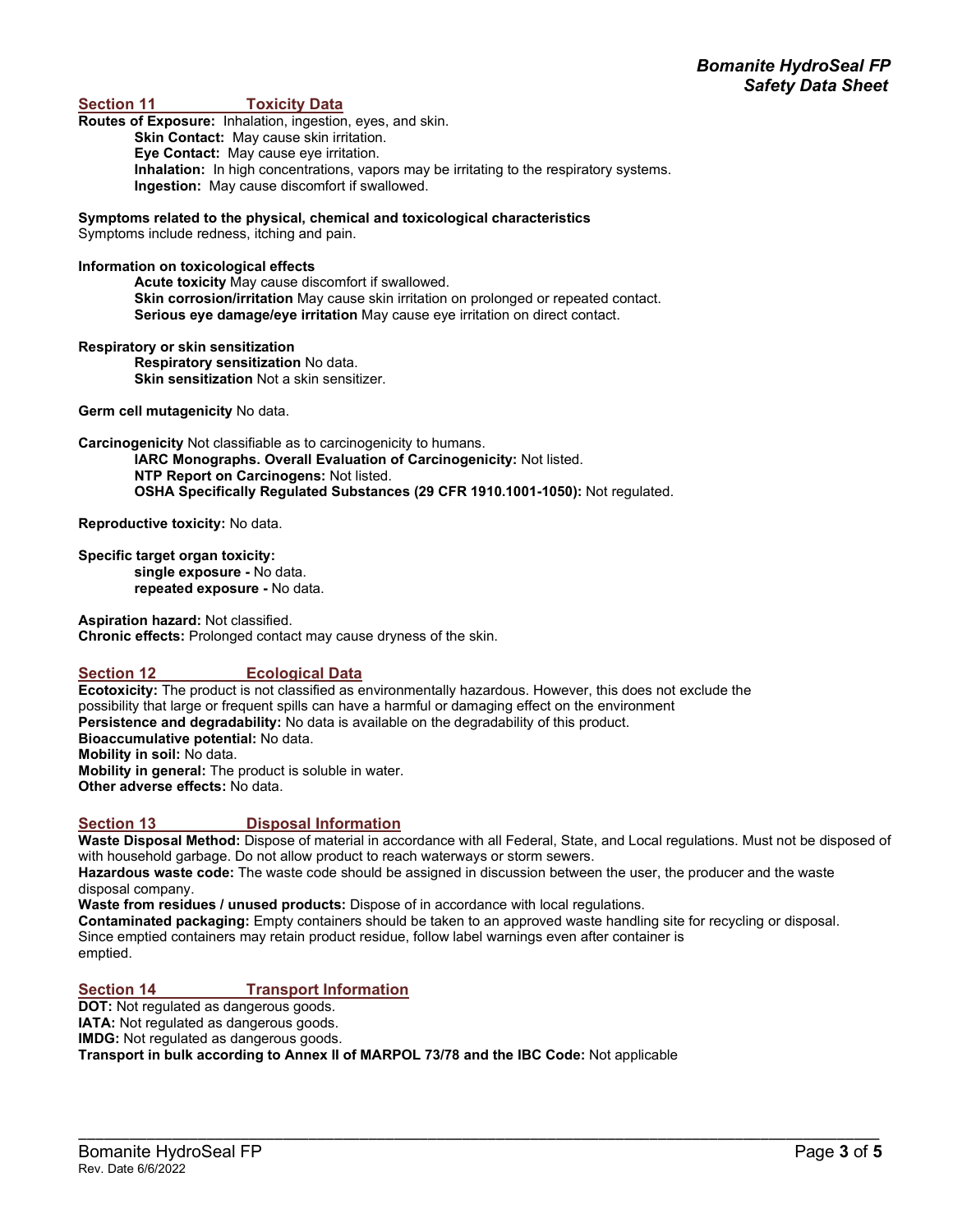## Section 11 Toxicity Data

**Routes of Exposure:** Inhalation, ingestion, eyes, and skin.

- **Skin Contact:** May cause skin irritation.
- **Eye Contact:** May cause eye irritation.
- **Inhalation:** In high concentrations, vapors may be irritating to the respiratory systems.
- **Ingestion:** May cause discomfort if swallowed.

**Symptoms related to the physical, chemical and toxicological characteristics**
Symptoms include redness, itching and pain.

**Information on toxicological effects**

- **Acute toxicity** May cause discomfort if swallowed.
- **Skin corrosion/irritation** May cause skin irritation on prolonged or repeated contact.
- **Serious eye damage/eye irritation** May cause eye irritation on direct contact.

**Respiratory or skin sensitization**

- **Respiratory sensitization** No data.
- **Skin sensitization** Not a skin sensitizer.

**Germ cell mutagenicity** No data.

**Carcinogenicity** Not classifiable as to carcinogenicity to humans.

- **IARC Monographs. Overall Evaluation of Carcinogenicity:** Not listed.
- **NTP Report on Carcinogens:** Not listed.
- **OSHA Specifically Regulated Substances (29 CFR 1910.1001-1050):** Not regulated.

**Reproductive toxicity:** No data.

**Specific target organ toxicity:**

- **single exposure -** No data.
- **repeated exposure -** No data.

**Aspiration hazard:** Not classified.
**Chronic effects:** Prolonged contact may cause dryness of the skin.

## Section 12 Ecological Data

**Ecotoxicity:** The product is not classified as environmentally hazardous. However, this does not exclude the possibility that large or frequent spills can have a harmful or damaging effect on the environment
**Persistence and degradability:** No data is available on the degradability of this product.
**Bioaccumulative potential:** No data.
**Mobility in soil:** No data.
**Mobility in general:** The product is soluble in water.
**Other adverse effects:** No data.

## Section 13 Disposal Information

**Waste Disposal Method:** Dispose of material in accordance with all Federal, State, and Local regulations. Must not be disposed of with household garbage. Do not allow product to reach waterways or storm sewers.
**Hazardous waste code:** The waste code should be assigned in discussion between the user, the producer and the waste disposal company.
**Waste from residues / unused products:** Dispose of in accordance with local regulations.
**Contaminated packaging:** Empty containers should be taken to an approved waste handling site for recycling or disposal. Since emptied containers may retain product residue, follow label warnings even after container is emptied.

## Section 14 Transport Information

**DOT:** Not regulated as dangerous goods.
**IATA:** Not regulated as dangerous goods.
**IMDG:** Not regulated as dangerous goods.
**Transport in bulk according to Annex II of MARPOL 73/78 and the IBC Code:** Not applicable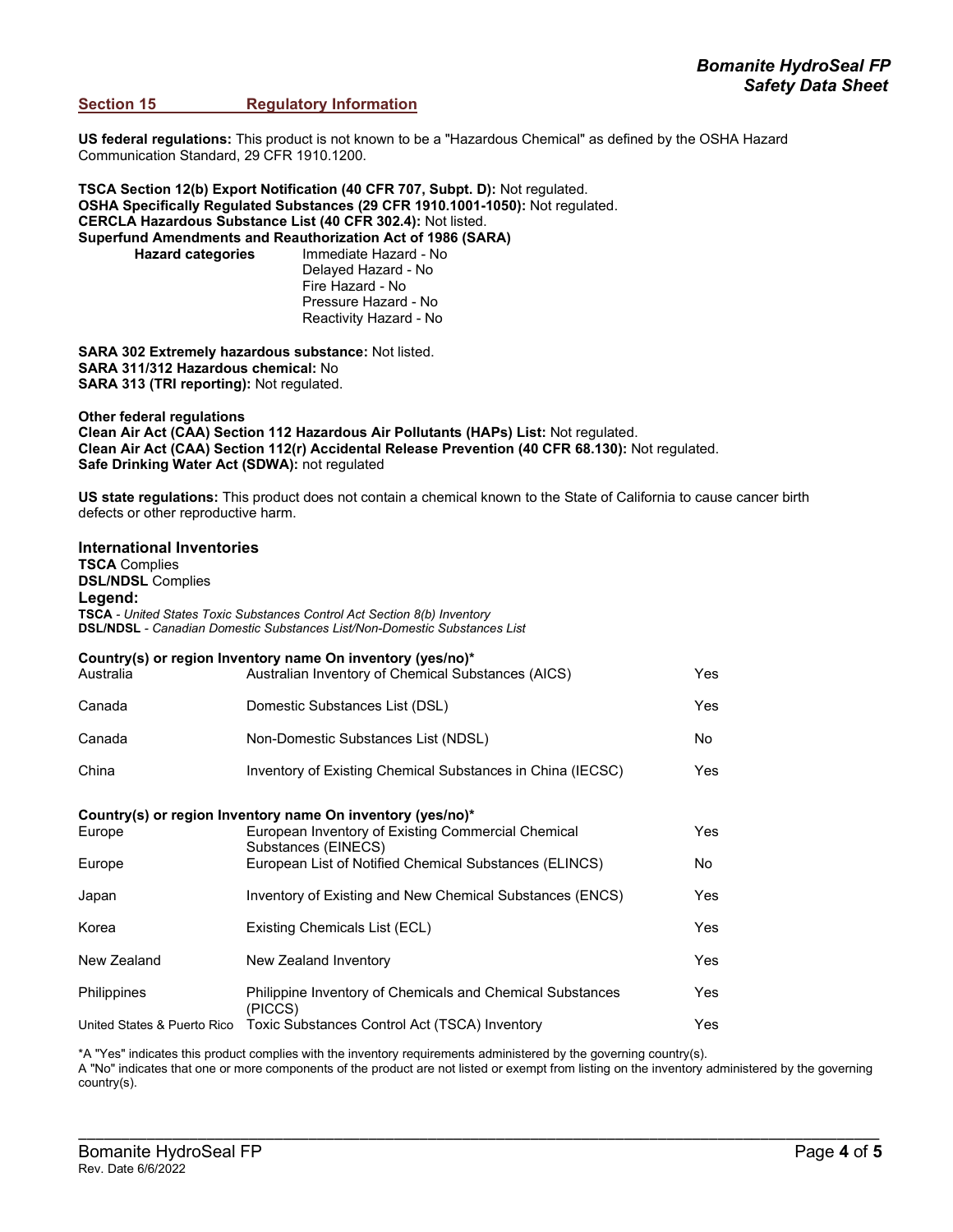## Section 15 Regulatory Information

**US federal regulations:** This product is not known to be a "Hazardous Chemical" as defined by the OSHA Hazard Communication Standard, 29 CFR 1910.1200.

**TSCA Section 12(b) Export Notification (40 CFR 707, Subpt. D):** Not regulated.
**OSHA Specifically Regulated Substances (29 CFR 1910.1001-1050):** Not regulated.
**CERCLA Hazardous Substance List (40 CFR 302.4):** Not listed.
**Superfund Amendments and Reauthorization Act of 1986 (SARA)**

**Hazard categories**
- Immediate Hazard - No
- Delayed Hazard - No
- Fire Hazard - No
- Pressure Hazard - No
- Reactivity Hazard - No

**SARA 302 Extremely hazardous substance:** Not listed.
**SARA 311/312 Hazardous chemical:** No
**SARA 313 (TRI reporting):** Not regulated.

**Other federal regulations**
**Clean Air Act (CAA) Section 112 Hazardous Air Pollutants (HAPs) List:** Not regulated.
**Clean Air Act (CAA) Section 112(r) Accidental Release Prevention (40 CFR 68.130):** Not regulated.
**Safe Drinking Water Act (SDWA):** not regulated

**US state regulations:** This product does not contain a chemical known to the State of California to cause cancer birth defects or other reproductive harm.

### International Inventories

**TSCA** Complies
**DSL/NDSL** Complies
**Legend:**
**TSCA** - *United States Toxic Substances Control Act Section 8(b) Inventory*
**DSL/NDSL** - *Canadian Domestic Substances List/Non-Domestic Substances List*

| Country(s) or region | Inventory name | On inventory (yes/no)* |
|---|---|---|
| Australia | Australian Inventory of Chemical Substances (AICS) | Yes |
| Canada | Domestic Substances List (DSL) | Yes |
| Canada | Non-Domestic Substances List (NDSL) | No |
| China | Inventory of Existing Chemical Substances in China (IECSC) | Yes |
| Europe | European Inventory of Existing Commercial Chemical Substances (EINECS) | Yes |
| Europe | European List of Notified Chemical Substances (ELINCS) | No |
| Japan | Inventory of Existing and New Chemical Substances (ENCS) | Yes |
| Korea | Existing Chemicals List (ECL) | Yes |
| New Zealand | New Zealand Inventory | Yes |
| Philippines | Philippine Inventory of Chemicals and Chemical Substances (PICCS) | Yes |
| United States & Puerto Rico | Toxic Substances Control Act (TSCA) Inventory | Yes |

*A "Yes" indicates this product complies with the inventory requirements administered by the governing country(s).
A "No" indicates that one or more components of the product are not listed or exempt from listing on the inventory administered by the governing country(s).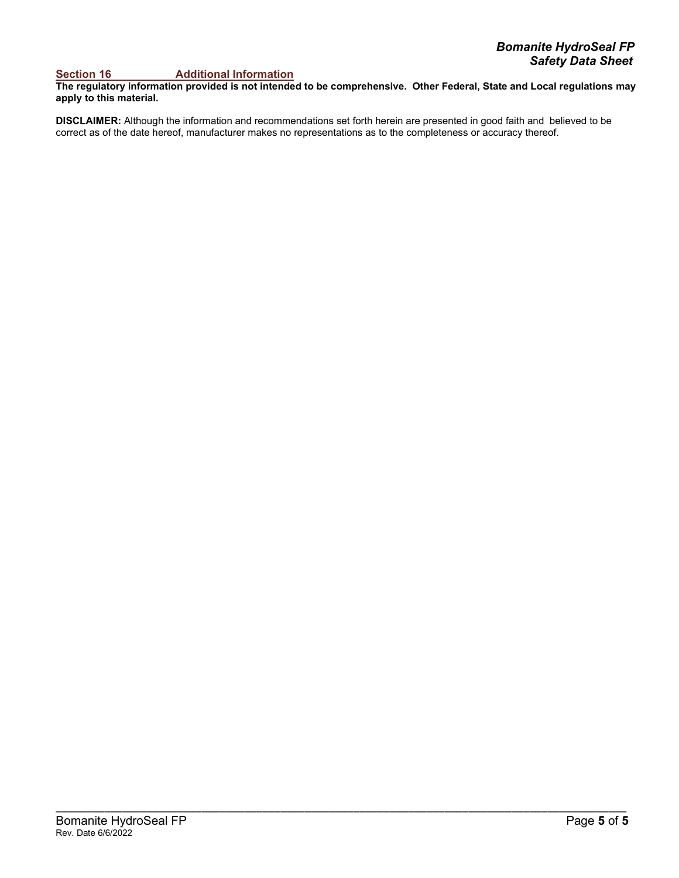## Section 16 Additional Information

**The regulatory information provided is not intended to be comprehensive. Other Federal, State and Local regulations may apply to this material.**

**DISCLAIMER:** Although the information and recommendations set forth herein are presented in good faith and believed to be correct as of the date hereof, manufacturer makes no representations as to the completeness or accuracy thereof.